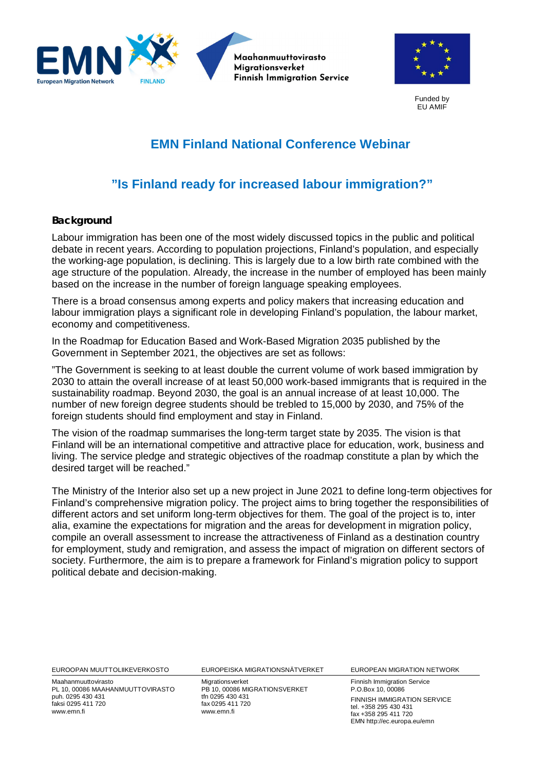Maahanmuuttovirasto
Migrationsverket
Finnish Immigration Service

Funded by
EU AMIF

# EMN Finland National Conference Webinar

## ”Is Finland ready for increased labour immigration?”

### Background

Labour immigration has been one of the most widely discussed topics in the public and political debate in recent years. According to population projections, Finland’s population, and especially the working-age population, is declining. This is largely due to a low birth rate combined with the age structure of the population. Already, the increase in the number of employed has been mainly based on the increase in the number of foreign language speaking employees.

There is a broad consensus among experts and policy makers that increasing education and labour immigration plays a significant role in developing Finland’s population, the labour market, economy and competitiveness.

In the Roadmap for Education Based and Work-Based Migration 2035 published by the Government in September 2021, the objectives are set as follows:

”The Government is seeking to at least double the current volume of work based immigration by 2030 to attain the overall increase of at least 50,000 work-based immigrants that is required in the sustainability roadmap. Beyond 2030, the goal is an annual increase of at least 10,000. The number of new foreign degree students should be trebled to 15,000 by 2030, and 75% of the foreign students should find employment and stay in Finland.

The vision of the roadmap summarises the long-term target state by 2035. The vision is that Finland will be an international competitive and attractive place for education, work, business and living. The service pledge and strategic objectives of the roadmap constitute a plan by which the desired target will be reached.”

The Ministry of the Interior also set up a new project in June 2021 to define long-term objectives for Finland’s comprehensive migration policy. The project aims to bring together the responsibilities of different actors and set uniform long-term objectives for them. The goal of the project is to, inter alia, examine the expectations for migration and the areas for development in migration policy, compile an overall assessment to increase the attractiveness of Finland as a destination country for employment, study and remigration, and assess the impact of migration on different sectors of society. Furthermore, the aim is to prepare a framework for Finland’s migration policy to support political debate and decision-making.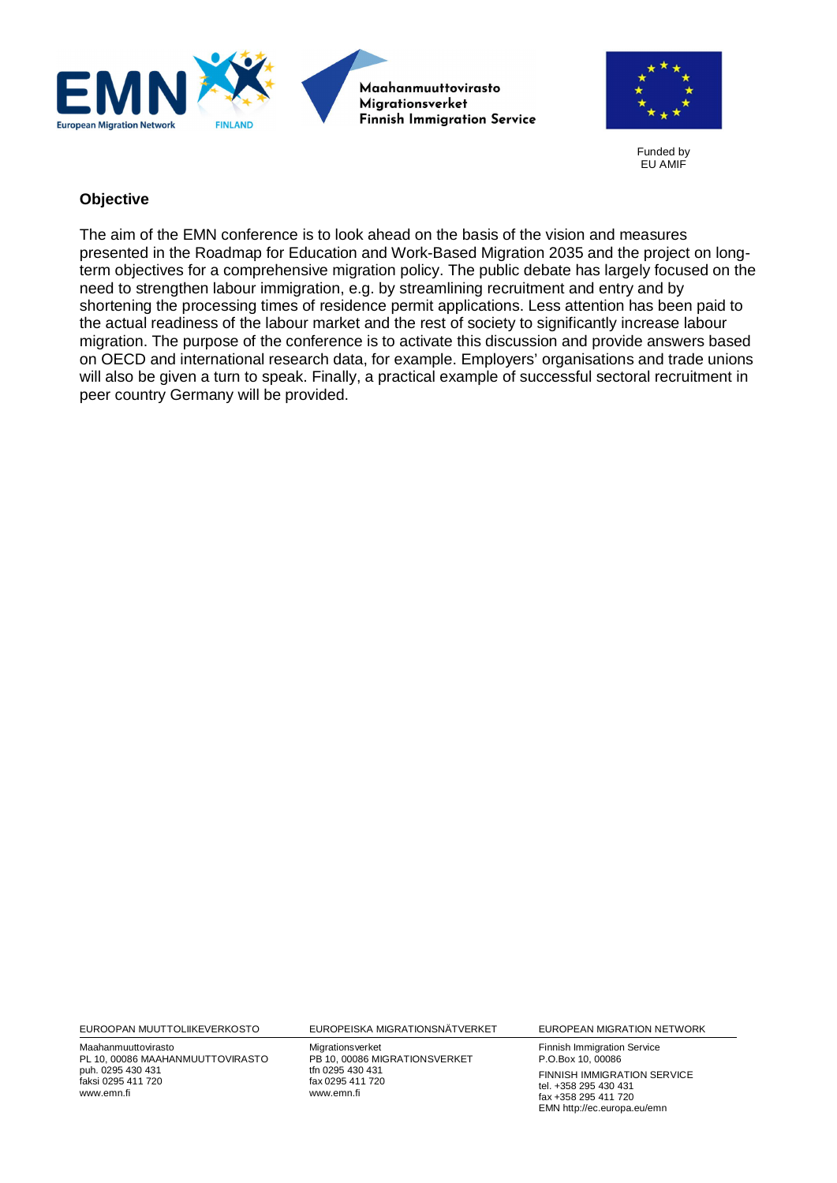Funded by
EU AMIF

**Objective**

The aim of the EMN conference is to look ahead on the basis of the vision and measures presented in the Roadmap for Education and Work-Based Migration 2035 and the project on long-term objectives for a comprehensive migration policy. The public debate has largely focused on the need to strengthen labour immigration, e.g. by streamlining recruitment and entry and by shortening the processing times of residence permit applications. Less attention has been paid to the actual readiness of the labour market and the rest of society to significantly increase labour migration. The purpose of the conference is to activate this discussion and provide answers based on OECD and international research data, for example. Employers' organisations and trade unions will also be given a turn to speak. Finally, a practical example of successful sectoral recruitment in peer country Germany will be provided.